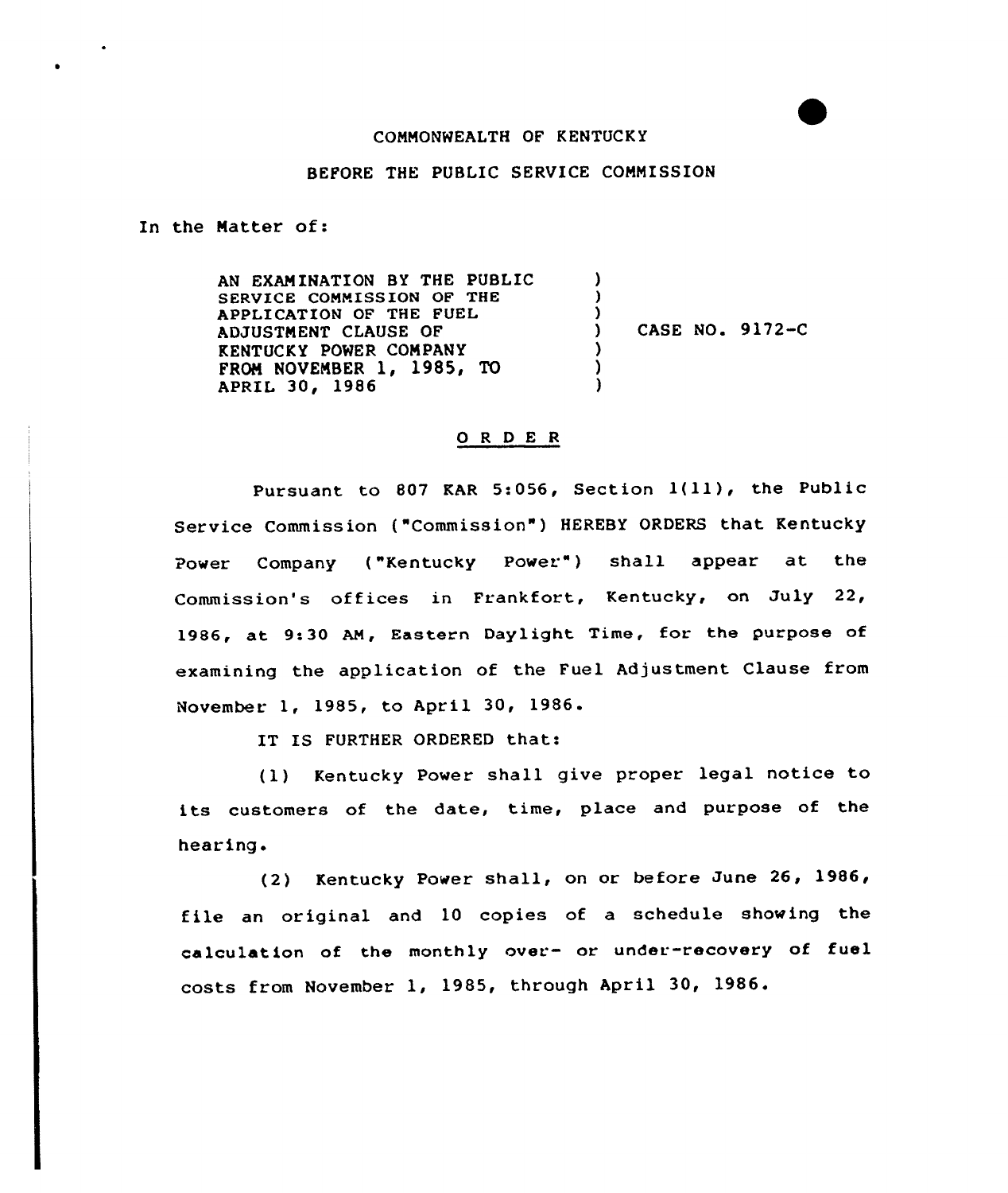COMMONWEALTH OF KENTUCKY

BEFORE THE PUBLIC SERVICE COMMISSION

In the Matter of:

| | | |
|---|---|---|
| AN EXAMINATION BY THE PUBLIC SERVICE COMMISSION OF THE APPLICATION OF THE FUEL ADJUSTMENT CLAUSE OF KENTUCKY POWER COMPANY FROM NOVEMBER 1, 1985, TO APRIL 30, 1986 | ) | CASE NO. 9172-C |

## O R D E R

Pursuant to 807 KAR 5:056, Section 1(11), the Public Service Commission ("Commission") HEREBY ORDERS that Kentucky Power Company ("Kentucky Power") shall appear at the Commission's offices in Frankfort, Kentucky, on July 22, 1986, at 9:30 AM, Eastern Daylight Time, for the purpose of examining the application of the Fuel Adjustment Clause from November 1, 1985, to April 30, 1986.

IT IS FURTHER ORDERED that:

(1) Kentucky Power shall give proper legal notice to its customers of the date, time, place and purpose of the hearing.

(2) Kentucky Power shall, on or before June 26, 1986, file an original and 10 copies of a schedule showing the calculation of the monthly over- or under-recovery of fuel costs from November 1, 1985, through April 30, 1986.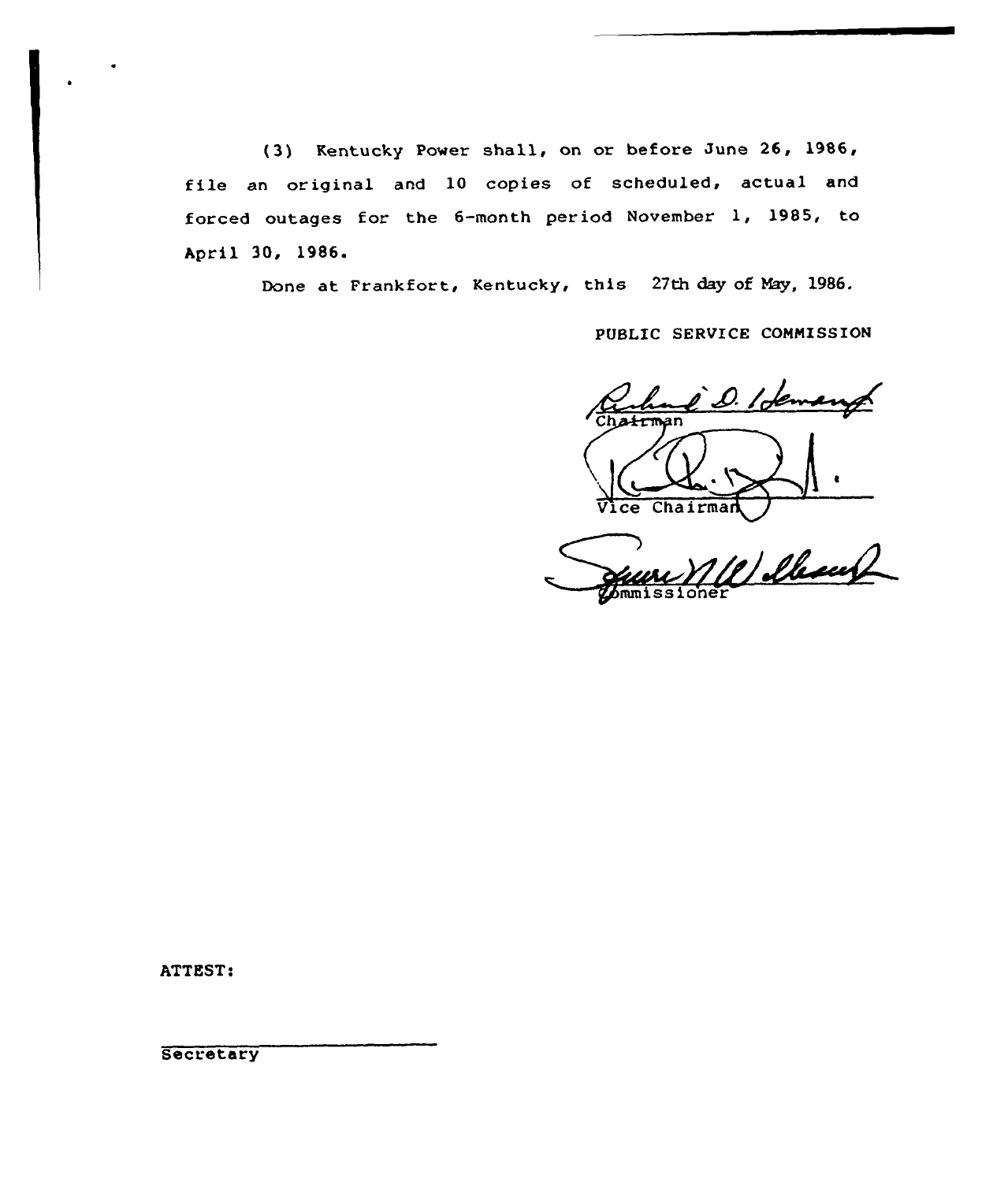(3) Kentucky Power shall, on or before June 26, 1986, file an original and 10 copies of scheduled, actual and forced outages for the 6-month period November 1, 1985, to April 30, 1986.

Done at Frankfort, Kentucky, this 27th day of May, 1986.

PUBLIC SERVICE COMMISSION

Chairman

Vice Chairman

Commissioner

ATTEST:

Secretary